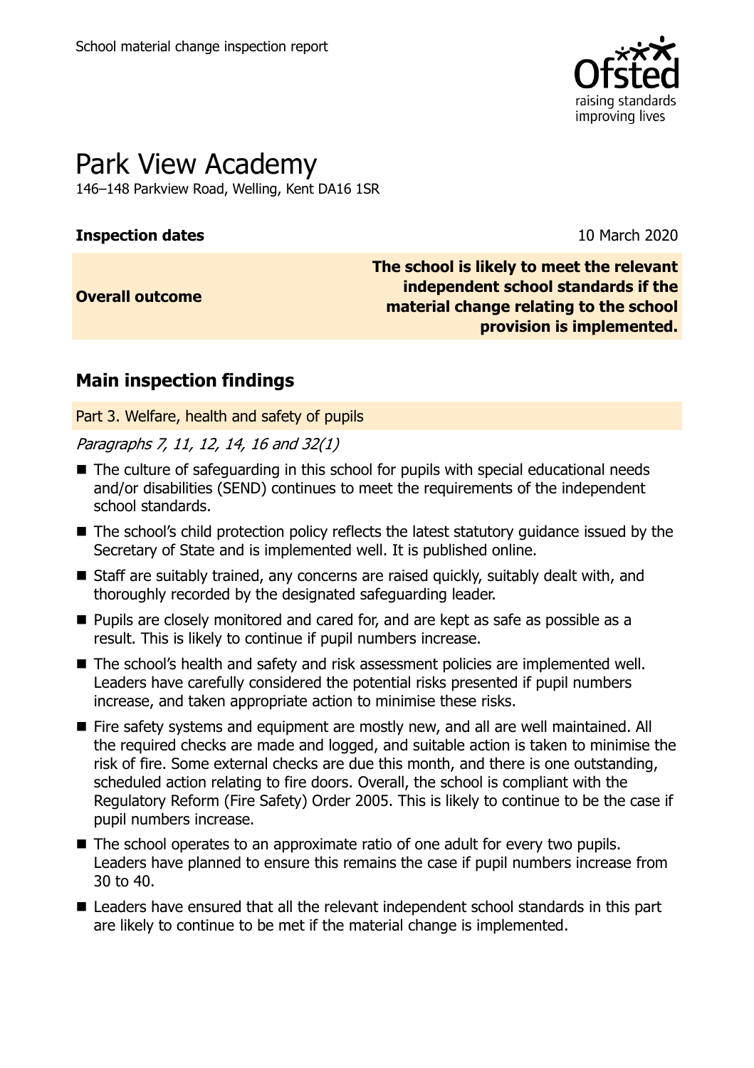School material change inspection report

# Park View Academy

146–148 Parkview Road, Welling, Kent DA16 1SR

| | |
|---|---|
| **Inspection dates** | 10 March 2020 |
| **Overall outcome** | **The school is likely to meet the relevant independent school standards if the material change relating to the school provision is implemented.** |

## Main inspection findings

### Part 3. Welfare, health and safety of pupils

*Paragraphs 7, 11, 12, 14, 16 and 32(1)*

- The culture of safeguarding in this school for pupils with special educational needs and/or disabilities (SEND) continues to meet the requirements of the independent school standards.
- The school's child protection policy reflects the latest statutory guidance issued by the Secretary of State and is implemented well. It is published online.
- Staff are suitably trained, any concerns are raised quickly, suitably dealt with, and thoroughly recorded by the designated safeguarding leader.
- Pupils are closely monitored and cared for, and are kept as safe as possible as a result. This is likely to continue if pupil numbers increase.
- The school's health and safety and risk assessment policies are implemented well. Leaders have carefully considered the potential risks presented if pupil numbers increase, and taken appropriate action to minimise these risks.
- Fire safety systems and equipment are mostly new, and all are well maintained. All the required checks are made and logged, and suitable action is taken to minimise the risk of fire. Some external checks are due this month, and there is one outstanding, scheduled action relating to fire doors. Overall, the school is compliant with the Regulatory Reform (Fire Safety) Order 2005. This is likely to continue to be the case if pupil numbers increase.
- The school operates to an approximate ratio of one adult for every two pupils. Leaders have planned to ensure this remains the case if pupil numbers increase from 30 to 40.
- Leaders have ensured that all the relevant independent school standards in this part are likely to continue to be met if the material change is implemented.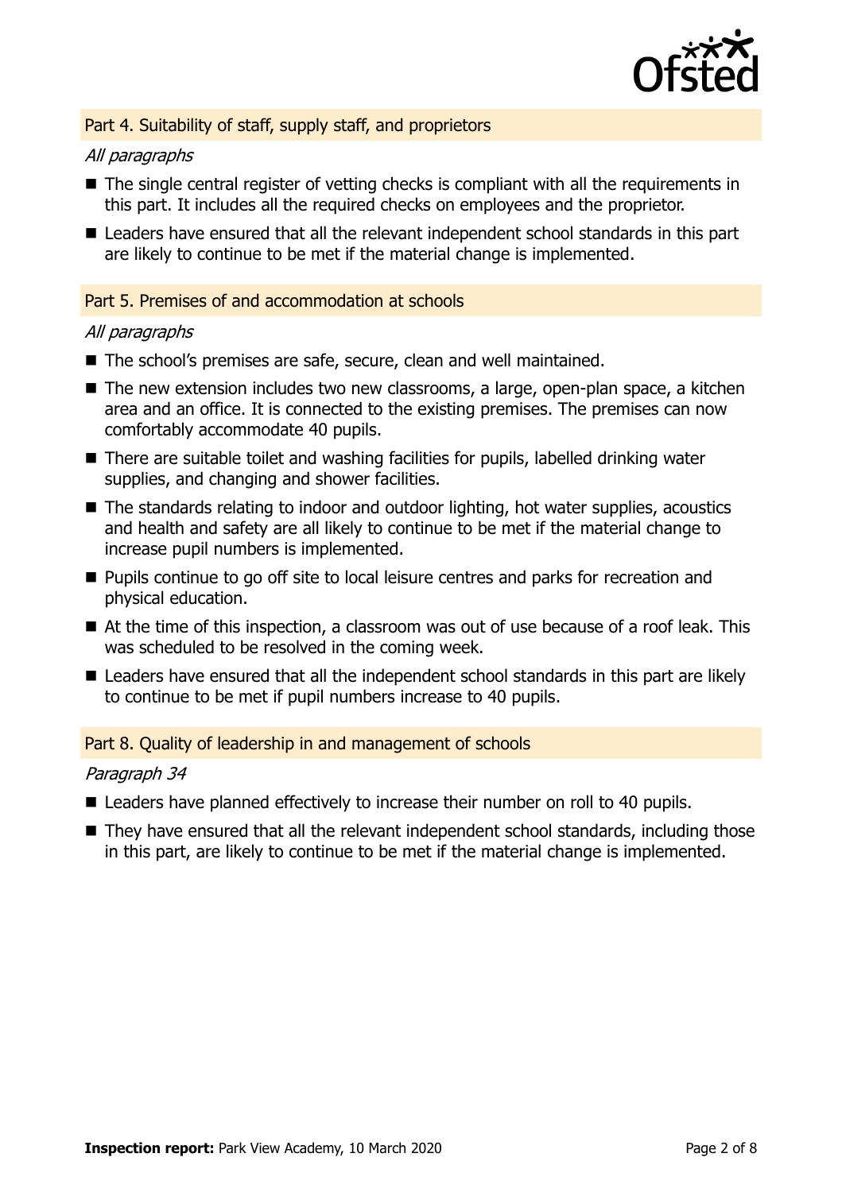## Part 4. Suitability of staff, supply staff, and proprietors

*All paragraphs*

- The single central register of vetting checks is compliant with all the requirements in this part. It includes all the required checks on employees and the proprietor.
- Leaders have ensured that all the relevant independent school standards in this part are likely to continue to be met if the material change is implemented.

## Part 5. Premises of and accommodation at schools

*All paragraphs*

- The school's premises are safe, secure, clean and well maintained.
- The new extension includes two new classrooms, a large, open-plan space, a kitchen area and an office. It is connected to the existing premises. The premises can now comfortably accommodate 40 pupils.
- There are suitable toilet and washing facilities for pupils, labelled drinking water supplies, and changing and shower facilities.
- The standards relating to indoor and outdoor lighting, hot water supplies, acoustics and health and safety are all likely to continue to be met if the material change to increase pupil numbers is implemented.
- Pupils continue to go off site to local leisure centres and parks for recreation and physical education.
- At the time of this inspection, a classroom was out of use because of a roof leak. This was scheduled to be resolved in the coming week.
- Leaders have ensured that all the independent school standards in this part are likely to continue to be met if pupil numbers increase to 40 pupils.

## Part 8. Quality of leadership in and management of schools

*Paragraph 34*

- Leaders have planned effectively to increase their number on roll to 40 pupils.
- They have ensured that all the relevant independent school standards, including those in this part, are likely to continue to be met if the material change is implemented.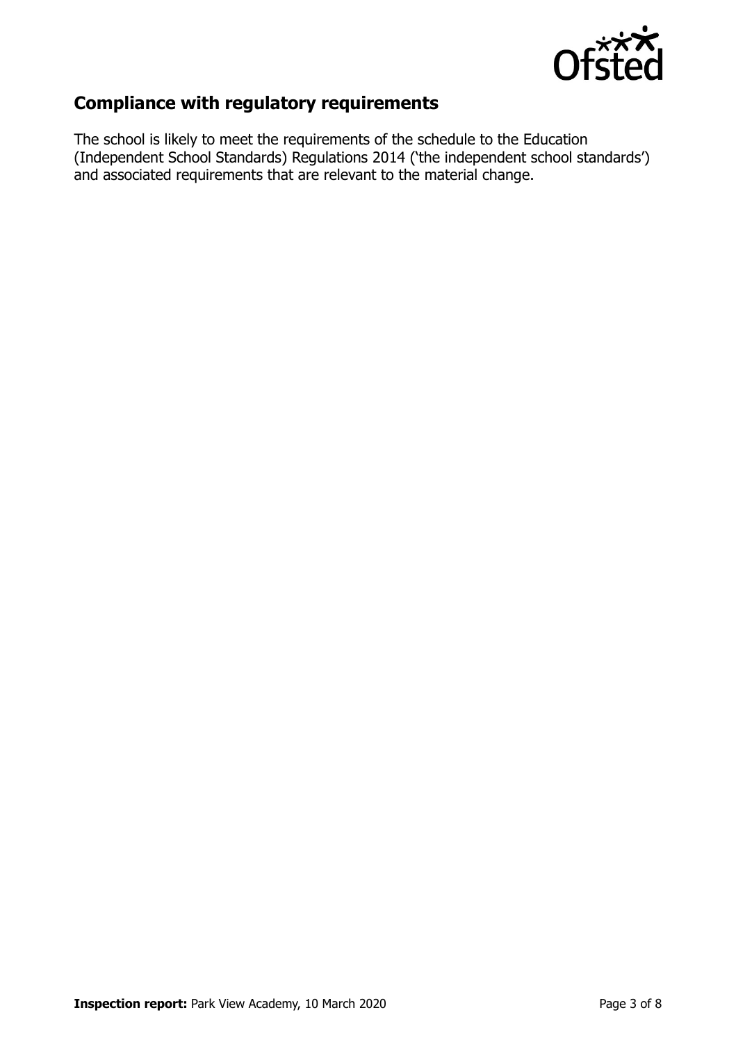## Compliance with regulatory requirements

The school is likely to meet the requirements of the schedule to the Education (Independent School Standards) Regulations 2014 ('the independent school standards') and associated requirements that are relevant to the material change.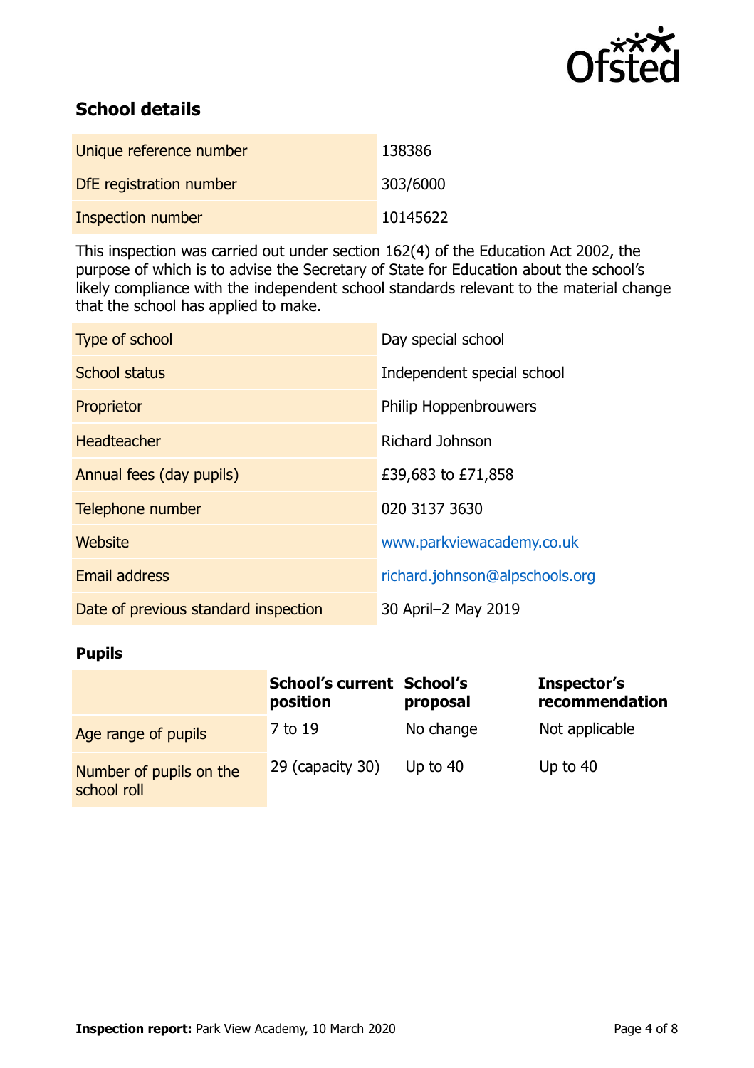## School details

| | |
|---|---|
| Unique reference number | 138386 |
| DfE registration number | 303/6000 |
| Inspection number | 10145622 |

This inspection was carried out under section 162(4) of the Education Act 2002, the purpose of which is to advise the Secretary of State for Education about the school's likely compliance with the independent school standards relevant to the material change that the school has applied to make.

| | |
|---|---|
| Type of school | Day special school |
| School status | Independent special school |
| Proprietor | Philip Hoppenbrouwers |
| Headteacher | Richard Johnson |
| Annual fees (day pupils) | £39,683 to £71,858 |
| Telephone number | 020 3137 3630 |
| Website | www.parkviewacademy.co.uk |
| Email address | richard.johnson@alpschools.org |
| Date of previous standard inspection | 30 April–2 May 2019 |

### Pupils

| | School's current position | School's proposal | Inspector's recommendation |
|---|---|---|---|
| Age range of pupils | 7 to 19 | No change | Not applicable |
| Number of pupils on the school roll | 29 (capacity 30) | Up to 40 | Up to 40 |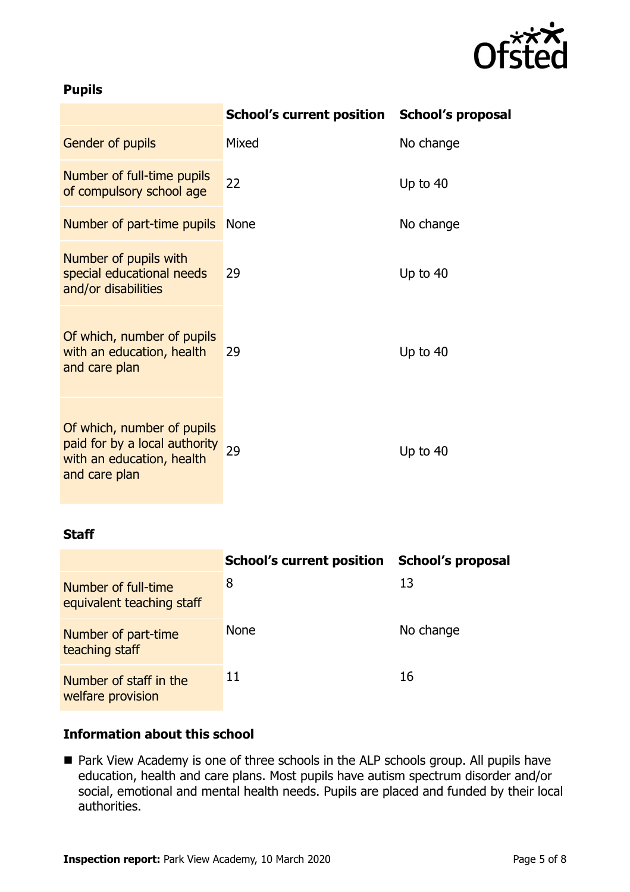### Pupils

| | School's current position | School's proposal |
|---|---|---|
| Gender of pupils | Mixed | No change |
| Number of full-time pupils of compulsory school age | 22 | Up to 40 |
| Number of part-time pupils | None | No change |
| Number of pupils with special educational needs and/or disabilities | 29 | Up to 40 |
| Of which, number of pupils with an education, health and care plan | 29 | Up to 40 |
| Of which, number of pupils paid for by a local authority with an education, health and care plan | 29 | Up to 40 |

### Staff

| | School's current position | School's proposal |
|---|---|---|
| Number of full-time equivalent teaching staff | 8 | 13 |
| Number of part-time teaching staff | None | No change |
| Number of staff in the welfare provision | 11 | 16 |

## Information about this school

- Park View Academy is one of three schools in the ALP schools group. All pupils have education, health and care plans. Most pupils have autism spectrum disorder and/or social, emotional and mental health needs. Pupils are placed and funded by their local authorities.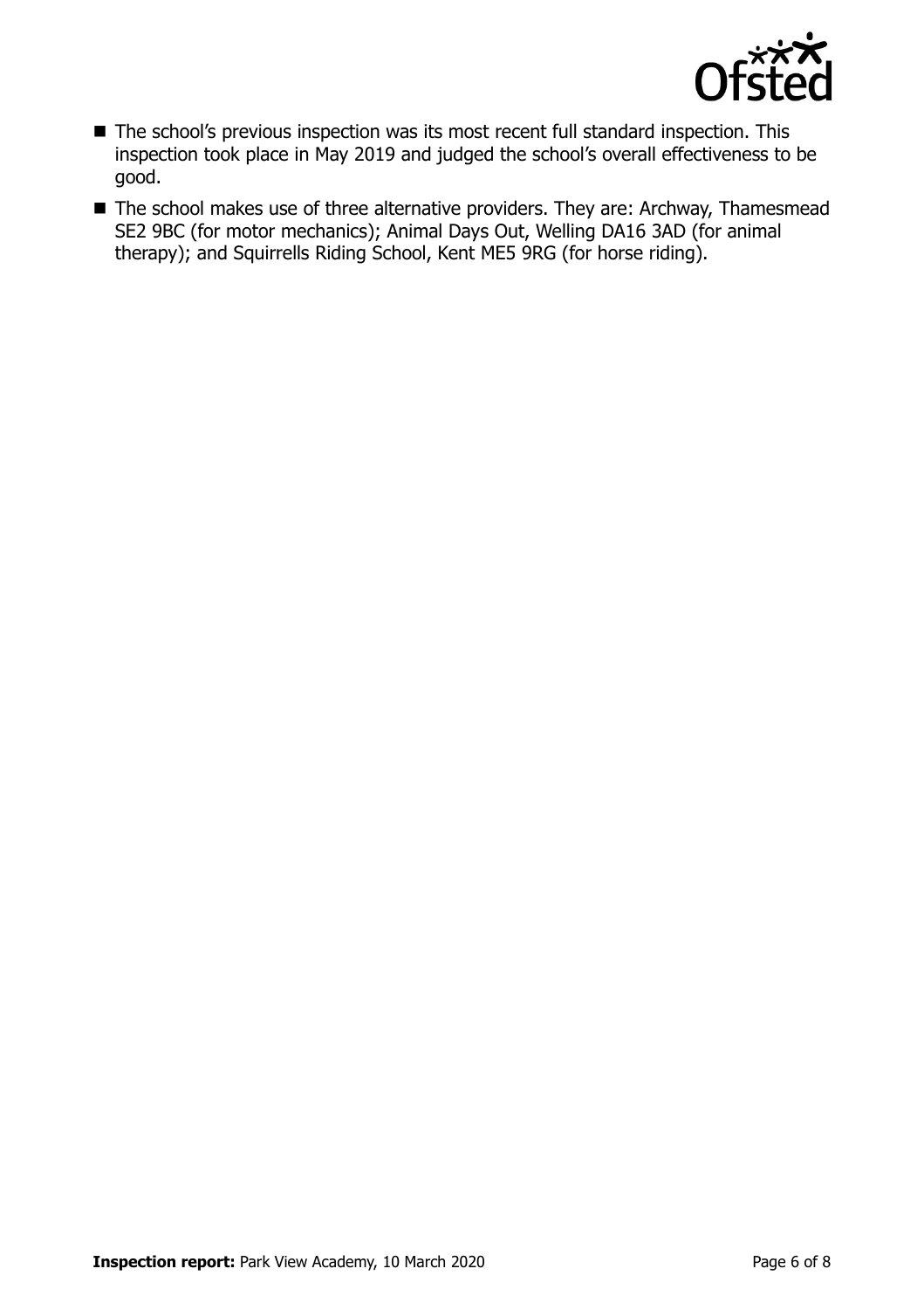- The school's previous inspection was its most recent full standard inspection. This inspection took place in May 2019 and judged the school's overall effectiveness to be good.
- The school makes use of three alternative providers. They are: Archway, Thamesmead SE2 9BC (for motor mechanics); Animal Days Out, Welling DA16 3AD (for animal therapy); and Squirrells Riding School, Kent ME5 9RG (for horse riding).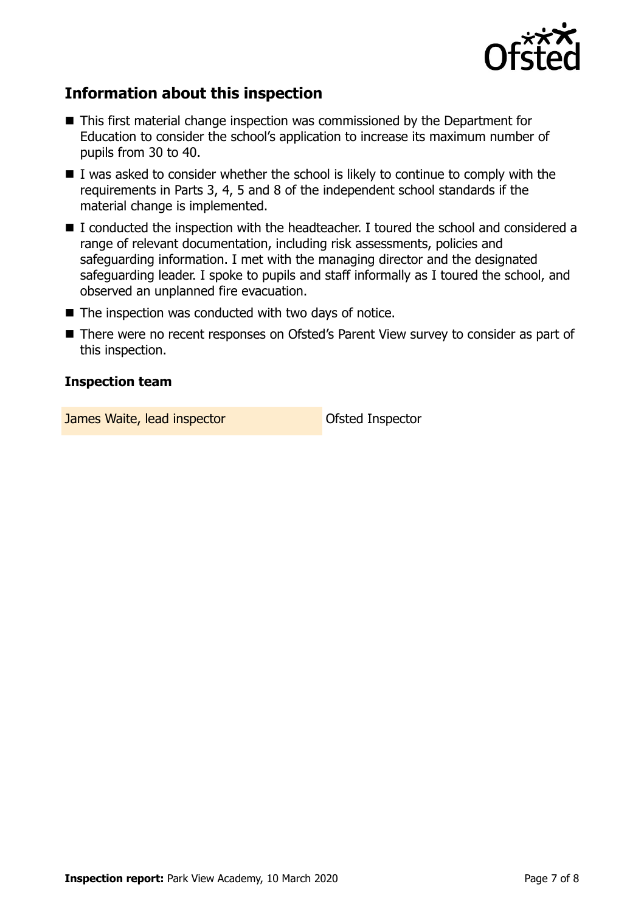## Information about this inspection

- This first material change inspection was commissioned by the Department for Education to consider the school's application to increase its maximum number of pupils from 30 to 40.
- I was asked to consider whether the school is likely to continue to comply with the requirements in Parts 3, 4, 5 and 8 of the independent school standards if the material change is implemented.
- I conducted the inspection with the headteacher. I toured the school and considered a range of relevant documentation, including risk assessments, policies and safeguarding information. I met with the managing director and the designated safeguarding leader. I spoke to pupils and staff informally as I toured the school, and observed an unplanned fire evacuation.
- The inspection was conducted with two days of notice.
- There were no recent responses on Ofsted's Parent View survey to consider as part of this inspection.

### Inspection team

| | |
|---|---|
| James Waite, lead inspector | Ofsted Inspector |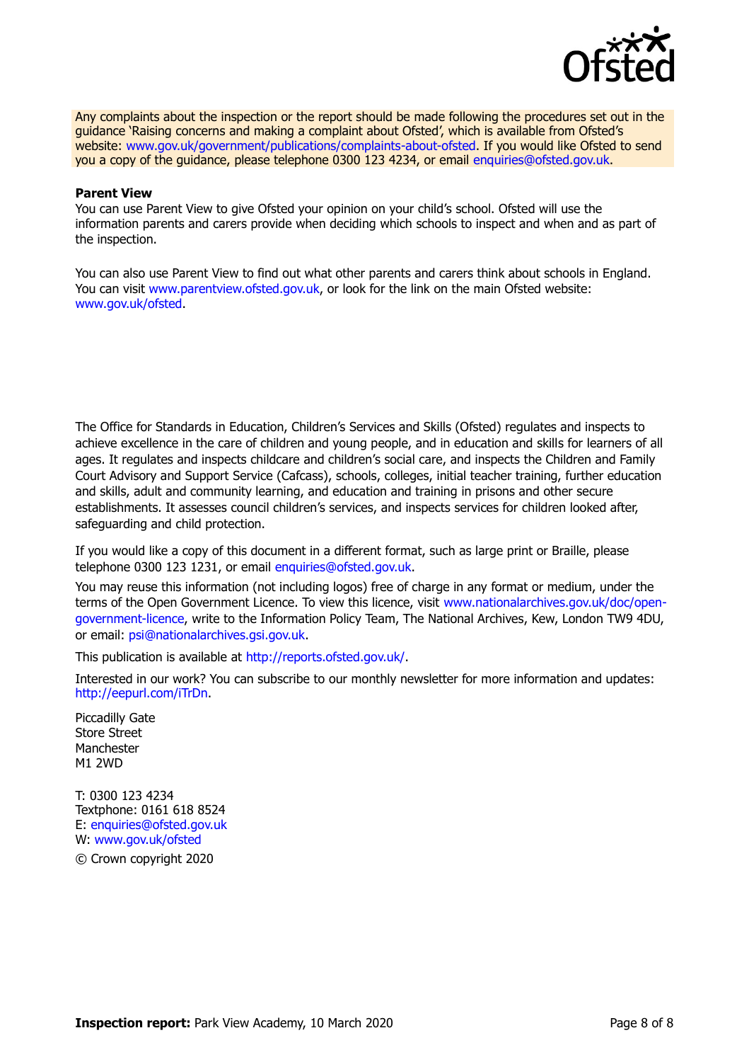Any complaints about the inspection or the report should be made following the procedures set out in the guidance 'Raising concerns and making a complaint about Ofsted', which is available from Ofsted's website: www.gov.uk/government/publications/complaints-about-ofsted. If you would like Ofsted to send you a copy of the guidance, please telephone 0300 123 4234, or email enquiries@ofsted.gov.uk.

**Parent View**

You can use Parent View to give Ofsted your opinion on your child's school. Ofsted will use the information parents and carers provide when deciding which schools to inspect and when and as part of the inspection.

You can also use Parent View to find out what other parents and carers think about schools in England. You can visit www.parentview.ofsted.gov.uk, or look for the link on the main Ofsted website: www.gov.uk/ofsted.

The Office for Standards in Education, Children's Services and Skills (Ofsted) regulates and inspects to achieve excellence in the care of children and young people, and in education and skills for learners of all ages. It regulates and inspects childcare and children's social care, and inspects the Children and Family Court Advisory and Support Service (Cafcass), schools, colleges, initial teacher training, further education and skills, adult and community learning, and education and training in prisons and other secure establishments. It assesses council children's services, and inspects services for children looked after, safeguarding and child protection.

If you would like a copy of this document in a different format, such as large print or Braille, please telephone 0300 123 1231, or email enquiries@ofsted.gov.uk.

You may reuse this information (not including logos) free of charge in any format or medium, under the terms of the Open Government Licence. To view this licence, visit www.nationalarchives.gov.uk/doc/open-government-licence, write to the Information Policy Team, The National Archives, Kew, London TW9 4DU, or email: psi@nationalarchives.gsi.gov.uk.

This publication is available at http://reports.ofsted.gov.uk/.

Interested in our work? You can subscribe to our monthly newsletter for more information and updates: http://eepurl.com/iTrDn.

Piccadilly Gate
Store Street
Manchester
M1 2WD

T: 0300 123 4234
Textphone: 0161 618 8524
E: enquiries@ofsted.gov.uk
W: www.gov.uk/ofsted

© Crown copyright 2020